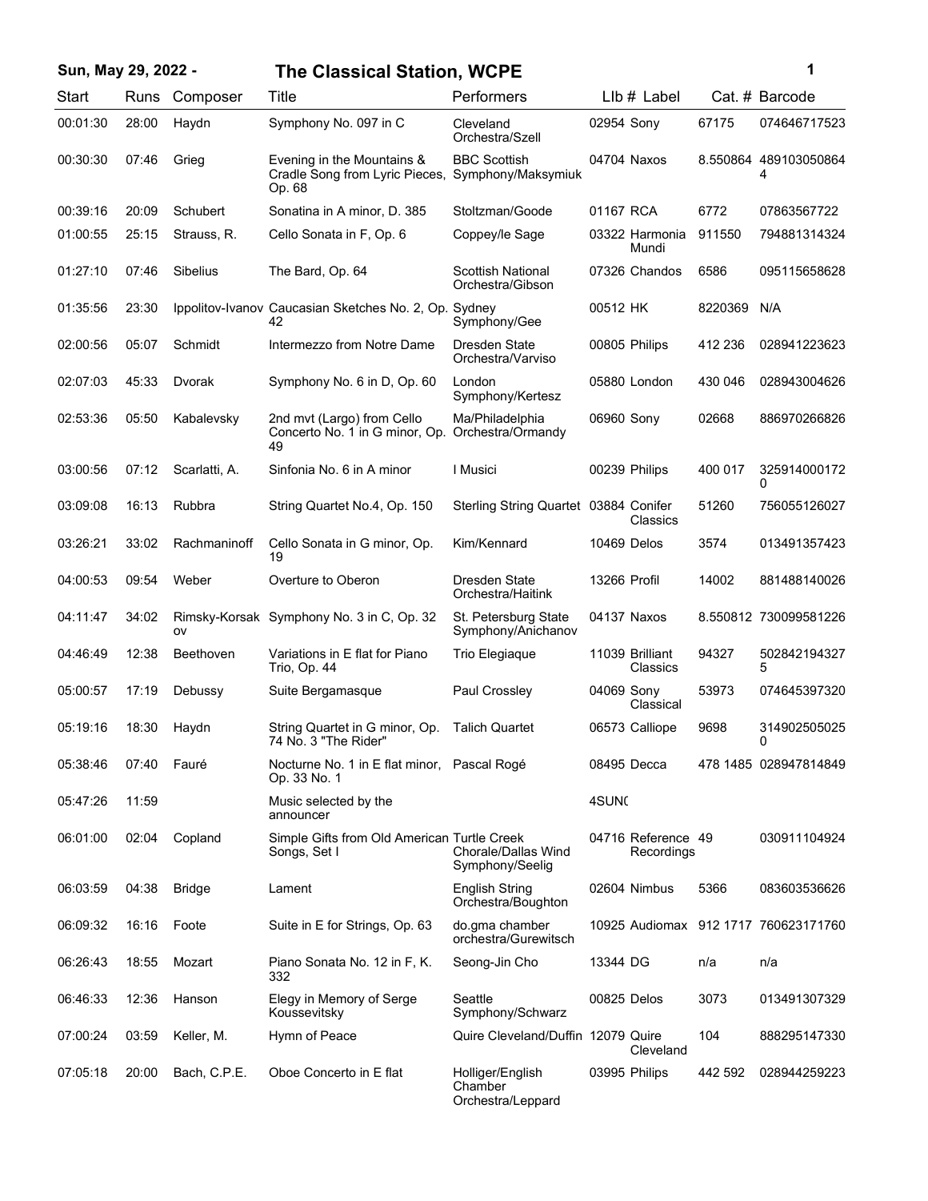## Sun, May 29, 2022 - The Classical Station, WCPE

| Start | Runs | Composer | Title | Performers | Llb # | Label | Cat. # | Barcode |
|---|---|---|---|---|---|---|---|---|
| 00:01:30 | 28:00 | Haydn | Symphony No. 097 in C | Cleveland Orchestra/Szell | 02954 | Sony | 67175 | 074646717523 |
| 00:30:30 | 07:46 | Grieg | Evening in the Mountains & Cradle Song from Lyric Pieces, Op. 68 | BBC Scottish Symphony/Maksymiuk | 04704 | Naxos | 8.550864 | 4891030508644 |
| 00:39:16 | 20:09 | Schubert | Sonatina in A minor, D. 385 | Stoltzman/Goode | 01167 | RCA | 6772 | 07863567722 |
| 01:00:55 | 25:15 | Strauss, R. | Cello Sonata in F, Op. 6 | Coppey/le Sage | 03322 | Harmonia Mundi | 911550 | 794881314324 |
| 01:27:10 | 07:46 | Sibelius | The Bard, Op. 64 | Scottish National Orchestra/Gibson | 07326 | Chandos | 6586 | 095115658628 |
| 01:35:56 | 23:30 | Ippolitov-Ivanov | Caucasian Sketches No. 2, Op. 42 | Sydney Symphony/Gee | 00512 | HK | 8220369 | N/A |
| 02:00:56 | 05:07 | Schmidt | Intermezzo from Notre Dame | Dresden State Orchestra/Varviso | 00805 | Philips | 412 236 | 028941223623 |
| 02:07:03 | 45:33 | Dvorak | Symphony No. 6 in D, Op. 60 | London Symphony/Kertesz | 05880 | London | 430 046 | 028943004626 |
| 02:53:36 | 05:50 | Kabalevsky | 2nd mvt (Largo) from Cello Concerto No. 1 in G minor, Op. 49 | Ma/Philadelphia Orchestra/Ormandy | 06960 | Sony | 02668 | 886970266826 |
| 03:00:56 | 07:12 | Scarlatti, A. | Sinfonia No. 6 in A minor | I Musici | 00239 | Philips | 400 017 | 3259140001720 |
| 03:09:08 | 16:13 | Rubbra | String Quartet No.4, Op. 150 | Sterling String Quartet | 03884 | Conifer Classics | 51260 | 756055126027 |
| 03:26:21 | 33:02 | Rachmaninoff | Cello Sonata in G minor, Op. 19 | Kim/Kennard | 10469 | Delos | 3574 | 013491357423 |
| 04:00:53 | 09:54 | Weber | Overture to Oberon | Dresden State Orchestra/Haitink | 13266 | Profil | 14002 | 881488140026 |
| 04:11:47 | 34:02 | Rimsky-Korsakov | Symphony No. 3 in C, Op. 32 | St. Petersburg State Symphony/Anichanov | 04137 | Naxos | 8.550812 | 730099581226 |
| 04:46:49 | 12:38 | Beethoven | Variations in E flat for Piano Trio, Op. 44 | Trio Elegiaque | 11039 | Brilliant Classics | 94327 | 5028421943275 |
| 05:00:57 | 17:19 | Debussy | Suite Bergamasque | Paul Crossley | 04069 | Sony Classical | 53973 | 074645397320 |
| 05:19:16 | 18:30 | Haydn | String Quartet in G minor, Op. 74 No. 3 "The Rider" | Talich Quartet | 06573 | Calliope | 9698 | 3149025050250 |
| 05:38:46 | 07:40 | Fauré | Nocturne No. 1 in E flat minor, Op. 33 No. 1 | Pascal Rogé | 08495 | Decca | 478 1485 | 028947814849 |
| 05:47:26 | 11:59 | | Music selected by the announcer | | 4SUN( | | | |
| 06:01:00 | 02:04 | Copland | Simple Gifts from Old American Songs, Set I | Turtle Creek Chorale/Dallas Wind Symphony/Seelig | 04716 | Reference Recordings | 49 | 030911104924 |
| 06:03:59 | 04:38 | Bridge | Lament | English String Orchestra/Boughton | 02604 | Nimbus | 5366 | 083603536626 |
| 06:09:32 | 16:16 | Foote | Suite in E for Strings, Op. 63 | do.gma chamber orchestra/Gurewitsch | 10925 | Audiomax | 912 1717 | 760623171760 |
| 06:26:43 | 18:55 | Mozart | Piano Sonata No. 12 in F, K. 332 | Seong-Jin Cho | 13344 | DG | n/a | n/a |
| 06:46:33 | 12:36 | Hanson | Elegy in Memory of Serge Koussevitsky | Seattle Symphony/Schwarz | 00825 | Delos | 3073 | 013491307329 |
| 07:00:24 | 03:59 | Keller, M. | Hymn of Peace | Quire Cleveland/Duffin | 12079 | Quire Cleveland | 104 | 888295147330 |
| 07:05:18 | 20:00 | Bach, C.P.E. | Oboe Concerto in E flat | Holliger/English Chamber Orchestra/Leppard | 03995 | Philips | 442 592 | 028944259223 |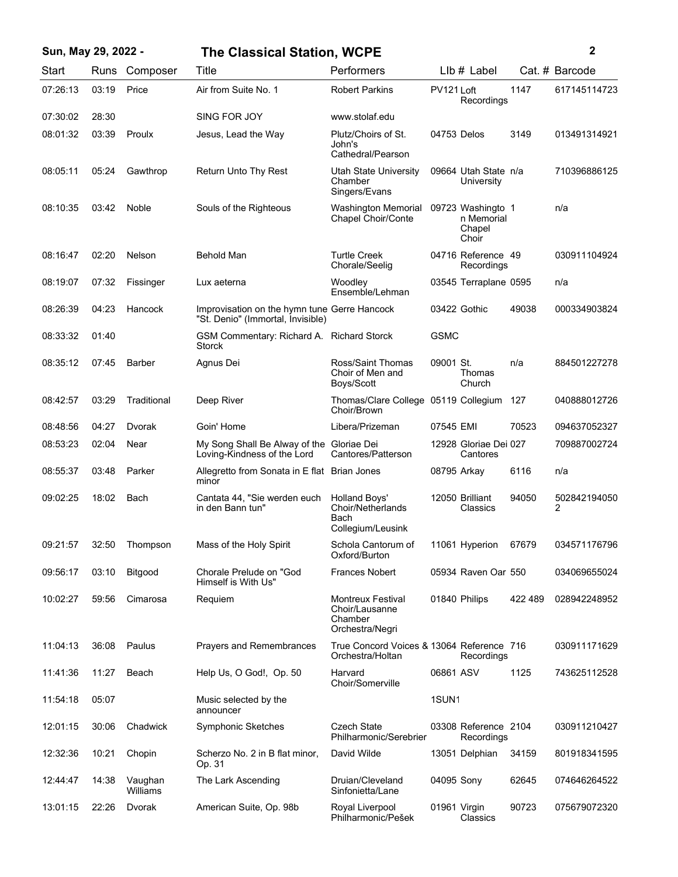| Start | Runs | Composer | Title | Performers | Llb # | Label | Cat. # | Barcode |
|---|---|---|---|---|---|---|---|---|
| 07:26:13 | 03:19 | Price | Air from Suite No. 1 | Robert Parkins | PV121 | Loft Recordings | 1147 | 617145114723 |
| 07:30:02 | 28:30 | | SING FOR JOY | www.stolaf.edu | | | | |
| 08:01:32 | 03:39 | Proulx | Jesus, Lead the Way | Plutz/Choirs of St. John's Cathedral/Pearson | 04753 | Delos | 3149 | 013491314921 |
| 08:05:11 | 05:24 | Gawthrop | Return Unto Thy Rest | Utah State University Chamber Singers/Evans | 09664 | Utah State University | n/a | 710396886125 |
| 08:10:35 | 03:42 | Noble | Souls of the Righteous | Washington Memorial Chapel Choir/Conte | 09723 | Washington Memorial Chapel Choir | 1 | n/a |
| 08:16:47 | 02:20 | Nelson | Behold Man | Turtle Creek Chorale/Seelig | 04716 | Reference Recordings | 49 | 030911104924 |
| 08:19:07 | 07:32 | Fissinger | Lux aeterna | Woodley Ensemble/Lehman | 03545 | Terraplane | 0595 | n/a |
| 08:26:39 | 04:23 | Hancock | Improvisation on the hymn tune "St. Denio" (Immortal, Invisible) | Gerre Hancock | 03422 | Gothic | 49038 | 000334903824 |
| 08:33:32 | 01:40 | | GSM Commentary: Richard A. Storck | Richard Storck | GSMC | | | |
| 08:35:12 | 07:45 | Barber | Agnus Dei | Ross/Saint Thomas Choir of Men and Boys/Scott | 09001 | St. Thomas Church | n/a | 884501227278 |
| 08:42:57 | 03:29 | Traditional | Deep River | Thomas/Clare College Choir/Brown | 05119 | Collegium | 127 | 040888012726 |
| 08:48:56 | 04:27 | Dvorak | Goin' Home | Libera/Prizeman | 07545 | EMI | 70523 | 094637052327 |
| 08:53:23 | 02:04 | Near | My Song Shall Be Alway of the Loving-Kindness of the Lord | Gloriae Dei Cantores/Patterson | 12928 | Gloriae Dei Cantores | 027 | 709887002724 |
| 08:55:37 | 03:48 | Parker | Allegretto from Sonata in E flat minor | Brian Jones | 08795 | Arkay | 6116 | n/a |
| 09:02:25 | 18:02 | Bach | Cantata 44, "Sie werden euch in den Bann tun" | Holland Boys' Choir/Netherlands Bach Collegium/Leusink | 12050 | Brilliant Classics | 94050 | 5028421940502 |
| 09:21:57 | 32:50 | Thompson | Mass of the Holy Spirit | Schola Cantorum of Oxford/Burton | 11061 | Hyperion | 67679 | 034571176796 |
| 09:56:17 | 03:10 | Bitgood | Chorale Prelude on "God Himself is With Us" | Frances Nobert | 05934 | Raven Oar | 550 | 034069655024 |
| 10:02:27 | 59:56 | Cimarosa | Requiem | Montreux Festival Choir/Lausanne Chamber Orchestra/Negri | 01840 | Philips | 422 489 | 028942248952 |
| 11:04:13 | 36:08 | Paulus | Prayers and Remembrances | True Concord Voices & Orchestra/Holtan | 13064 | Reference Recordings | 716 | 030911171629 |
| 11:41:36 | 11:27 | Beach | Help Us, O God!, Op. 50 | Harvard Choir/Somerville | 06861 | ASV | 1125 | 743625112528 |
| 11:54:18 | 05:07 | | Music selected by the announcer | | 1SUN1 | | | |
| 12:01:15 | 30:06 | Chadwick | Symphonic Sketches | Czech State Philharmonic/Serebrier | 03308 | Reference Recordings | 2104 | 030911210427 |
| 12:32:36 | 10:21 | Chopin | Scherzo No. 2 in B flat minor, Op. 31 | David Wilde | 13051 | Delphian | 34159 | 801918341595 |
| 12:44:47 | 14:38 | Vaughan Williams | The Lark Ascending | Druian/Cleveland Sinfonietta/Lane | 04095 | Sony | 62645 | 074646264522 |
| 13:01:15 | 22:26 | Dvorak | American Suite, Op. 98b | Royal Liverpool Philharmonic/Pešek | 01961 | Virgin Classics | 90723 | 075679072320 |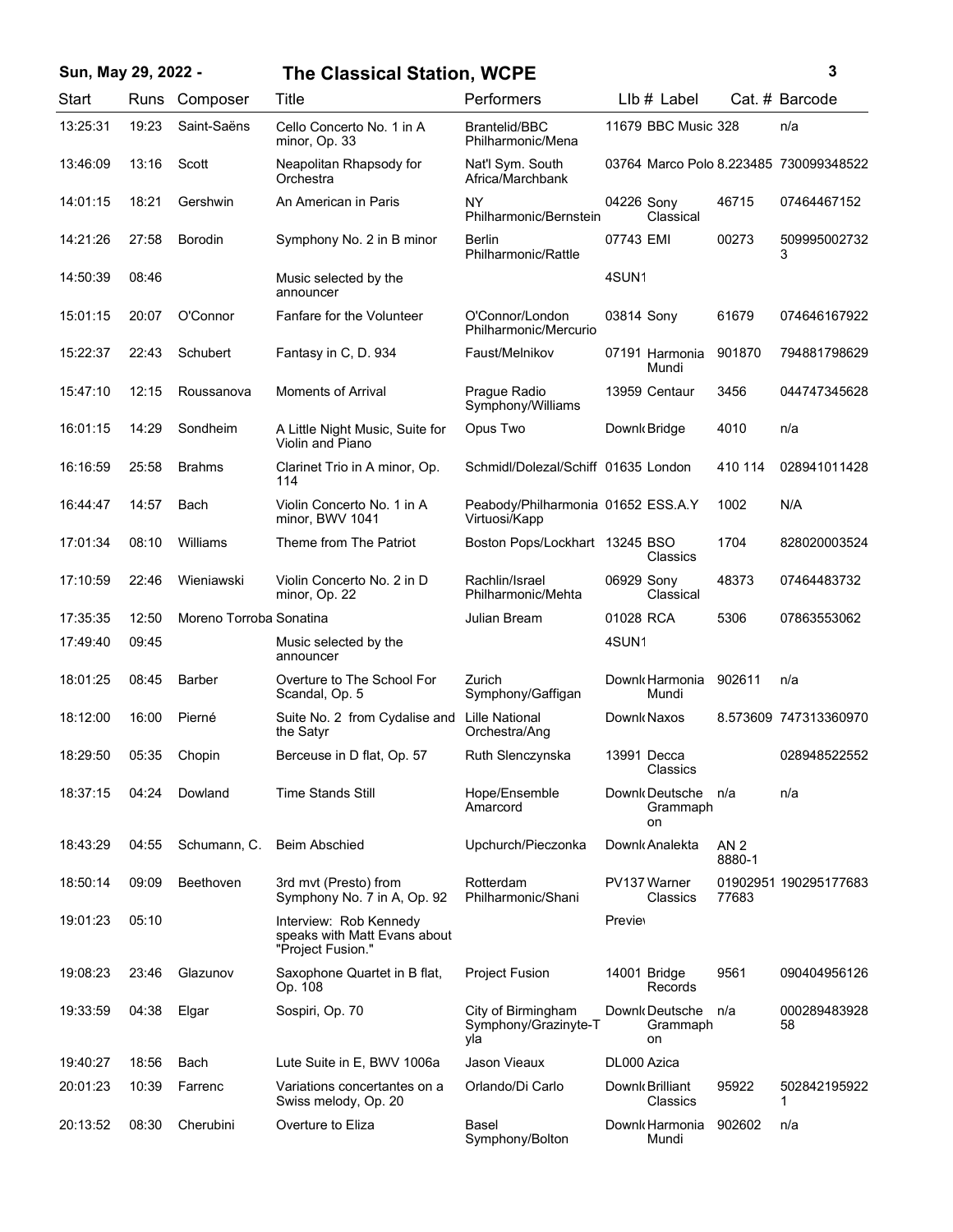**Sun, May 29, 2022 - The Classical Station, WCPE**

| Start | Runs | Composer | Title | Performers | Llb # | Label | Cat. # | Barcode |
|---|---|---|---|---|---|---|---|---|
| 13:25:31 | 19:23 | Saint-Saëns | Cello Concerto No. 1 in A minor, Op. 33 | Brantelid/BBC Philharmonic/Mena | 11679 | BBC Music | 328 | n/a |
| 13:46:09 | 13:16 | Scott | Neapolitan Rhapsody for Orchestra | Nat'l Sym. South Africa/Marchbank | 03764 | Marco Polo | 8.223485 | 730099348522 |
| 14:01:15 | 18:21 | Gershwin | An American in Paris | NY Philharmonic/Bernstein | 04226 | Sony Classical | 46715 | 07464467152 |
| 14:21:26 | 27:58 | Borodin | Symphony No. 2 in B minor | Berlin Philharmonic/Rattle | 07743 | EMI | 00273 | 5099950027323 |
| 14:50:39 | 08:46 | | Music selected by the announcer | | 4SUN1 | | | |
| 15:01:15 | 20:07 | O'Connor | Fanfare for the Volunteer | O'Connor/London Philharmonic/Mercurio | 03814 | Sony | 61679 | 074646167922 |
| 15:22:37 | 22:43 | Schubert | Fantasy in C, D. 934 | Faust/Melnikov | 07191 | Harmonia Mundi | 901870 | 794881798629 |
| 15:47:10 | 12:15 | Roussanova | Moments of Arrival | Prague Radio Symphony/Williams | 13959 | Centaur | 3456 | 044747345628 |
| 16:01:15 | 14:29 | Sondheim | A Little Night Music, Suite for Violin and Piano | Opus Two | Downl | Bridge | 4010 | n/a |
| 16:16:59 | 25:58 | Brahms | Clarinet Trio in A minor, Op. 114 | Schmidl/Dolezal/Schiff | 01635 | London | 410 114 | 028941011428 |
| 16:44:47 | 14:57 | Bach | Violin Concerto No. 1 in A minor, BWV 1041 | Peabody/Philharmonia Virtuosi/Kapp | 01652 | ESS.A.Y | 1002 | N/A |
| 17:01:34 | 08:10 | Williams | Theme from The Patriot | Boston Pops/Lockhart | 13245 | BSO Classics | 1704 | 828020003524 |
| 17:10:59 | 22:46 | Wieniawski | Violin Concerto No. 2 in D minor, Op. 22 | Rachlin/Israel Philharmonic/Mehta | 06929 | Sony Classical | 48373 | 07464483732 |
| 17:35:35 | 12:50 | Moreno Torroba | Sonatina | Julian Bream | 01028 | RCA | 5306 | 07863553062 |
| 17:49:40 | 09:45 | | Music selected by the announcer | | 4SUN1 | | | |
| 18:01:25 | 08:45 | Barber | Overture to The School For Scandal, Op. 5 | Zurich Symphony/Gaffigan | Downl | Harmonia Mundi | 902611 | n/a |
| 18:12:00 | 16:00 | Pierné | Suite No. 2 from Cydalise and the Satyr | Lille National Orchestra/Ang | Downl | Naxos | 8.573609 | 747313360970 |
| 18:29:50 | 05:35 | Chopin | Berceuse in D flat, Op. 57 | Ruth Slenczynska | 13991 | Decca Classics | | 028948522552 |
| 18:37:15 | 04:24 | Dowland | Time Stands Still | Hope/Ensemble Amarcord | Downl | Deutsche Grammaphon | n/a | n/a |
| 18:43:29 | 04:55 | Schumann, C. | Beim Abschied | Upchurch/Pieczonka | Downl | Analekta | AN 2 8880-1 | |
| 18:50:14 | 09:09 | Beethoven | 3rd mvt (Presto) from Symphony No. 7 in A, Op. 92 | Rotterdam Philharmonic/Shani | PV137 | Warner Classics | 0190295177683 | 190295177683 |
| 19:01:23 | 05:10 | | Interview: Rob Kennedy speaks with Matt Evans about "Project Fusion." | | Previe | | | |
| 19:08:23 | 23:46 | Glazunov | Saxophone Quartet in B flat, Op. 108 | Project Fusion | 14001 | Bridge Records | 9561 | 090404956126 |
| 19:33:59 | 04:38 | Elgar | Sospiri, Op. 70 | City of Birmingham Symphony/Grazinyte-Tyla | Downl | Deutsche Grammaphon | n/a | 00028948392858 |
| 19:40:27 | 18:56 | Bach | Lute Suite in E, BWV 1006a | Jason Vieaux | DL000 | Azica | | |
| 20:01:23 | 10:39 | Farrenc | Variations concertantes on a Swiss melody, Op. 20 | Orlando/Di Carlo | Downl | Brilliant Classics | 95922 | 5028421959221 |
| 20:13:52 | 08:30 | Cherubini | Overture to Eliza | Basel Symphony/Bolton | Downl | Harmonia Mundi | 902602 | n/a |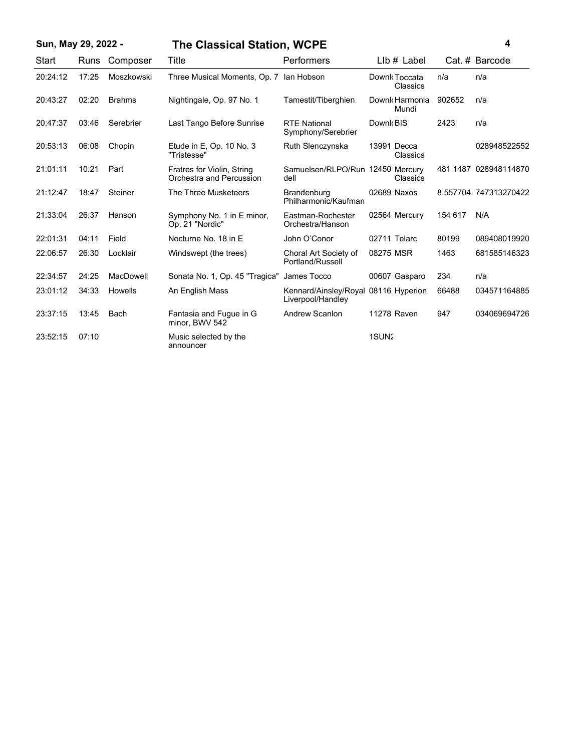**Sun, May 29, 2022 -** **The Classical Station, WCPE**

| Start | Runs | Composer | Title | Performers | LIb # | Label | Cat. # | Barcode |
|---|---|---|---|---|---|---|---|---|
| 20:24:12 | 17:25 | Moszkowski | Three Musical Moments, Op. 7 | Ian Hobson | Downl | Toccata Classics | n/a | n/a |
| 20:43:27 | 02:20 | Brahms | Nightingale, Op. 97 No. 1 | Tamestit/Tiberghien | Downl | Harmonia Mundi | 902652 | n/a |
| 20:47:37 | 03:46 | Serebrier | Last Tango Before Sunrise | RTE National Symphony/Serebrier | Downl | BIS | 2423 | n/a |
| 20:53:13 | 06:08 | Chopin | Etude in E, Op. 10 No. 3 "Tristesse" | Ruth Slenczynska | 13991 | Decca Classics | | 028948522552 |
| 21:01:11 | 10:21 | Part | Fratres for Violin, String Orchestra and Percussion | Samuelsen/RLPO/Rundell | 12450 | Mercury Classics | 481 1487 | 028948114870 |
| 21:12:47 | 18:47 | Steiner | The Three Musketeers | Brandenburg Philharmonic/Kaufman | 02689 | Naxos | 8.557704 | 747313270422 |
| 21:33:04 | 26:37 | Hanson | Symphony No. 1 in E minor, Op. 21 "Nordic" | Eastman-Rochester Orchestra/Hanson | 02564 | Mercury | 154 617 | N/A |
| 22:01:31 | 04:11 | Field | Nocturne No. 18 in E | John O'Conor | 02711 | Telarc | 80199 | 089408019920 |
| 22:06:57 | 26:30 | Locklair | Windswept (the trees) | Choral Art Society of Portland/Russell | 08275 | MSR | 1463 | 681585146323 |
| 22:34:57 | 24:25 | MacDowell | Sonata No. 1, Op. 45 "Tragica" | James Tocco | 00607 | Gasparo | 234 | n/a |
| 23:01:12 | 34:33 | Howells | An English Mass | Kennard/Ainsley/Royal Liverpool/Handley | 08116 | Hyperion | 66488 | 034571164885 |
| 23:37:15 | 13:45 | Bach | Fantasia and Fugue in G minor, BWV 542 | Andrew Scanlon | 11278 | Raven | 947 | 034069694726 |
| 23:52:15 | 07:10 | | Music selected by the announcer | | 1SUN2 | | | |